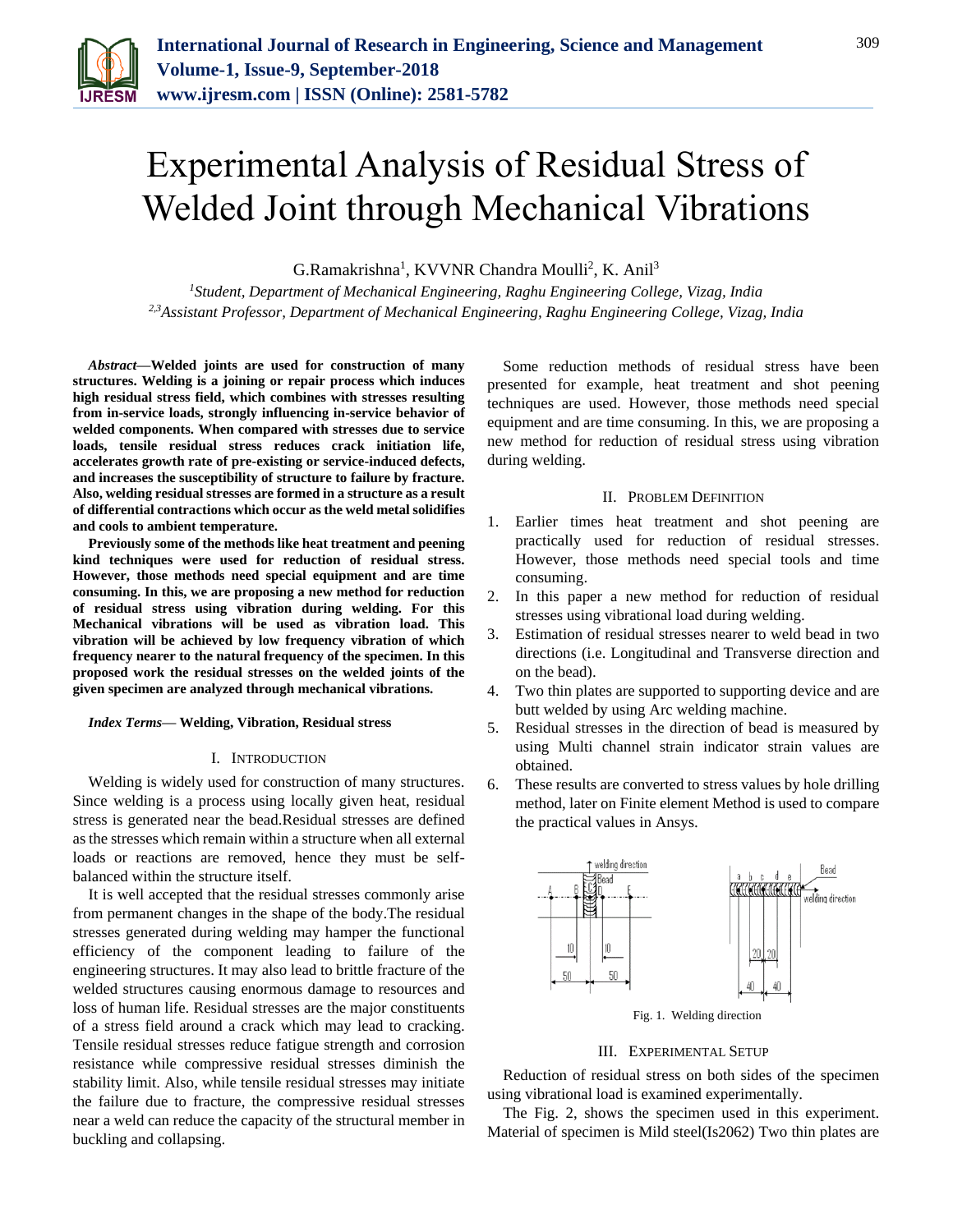# Experimental Analysis of Residual Stress of Welded Joint through Mechanical Vibrations

G.Ramakrishna[1], KVVNR Chandra Moulli[2], K. Anil[3]

[1]*Student, Department of Mechanical Engineering, Raghu Engineering College, Vizag, India*
[2,3]*Assistant Professor, Department of Mechanical Engineering, Raghu Engineering College, Vizag, India*

***Abstract*—Welded joints are used for construction of many structures. Welding is a joining or repair process which induces high residual stress field, which combines with stresses resulting from in-service loads, strongly influencing in-service behavior of welded components. When compared with stresses due to service loads, tensile residual stress reduces crack initiation life, accelerates growth rate of pre-existing or service-induced defects, and increases the susceptibility of structure to failure by fracture. Also, welding residual stresses are formed in a structure as a result of differential contractions which occur as the weld metal solidifies and cools to ambient temperature.**

**Previously some of the methods like heat treatment and peening kind techniques were used for reduction of residual stress. However, those methods need special equipment and are time consuming. In this, we are proposing a new method for reduction of residual stress using vibration during welding. For this Mechanical vibrations will be used as vibration load. This vibration will be achieved by low frequency vibration of which frequency nearer to the natural frequency of the specimen. In this proposed work the residual stresses on the welded joints of the given specimen are analyzed through mechanical vibrations.**

***Index Terms*— Welding, Vibration, Residual stress**

## I. Introduction

Welding is widely used for construction of many structures. Since welding is a process using locally given heat, residual stress is generated near the bead.Residual stresses are defined as the stresses which remain within a structure when all external loads or reactions are removed, hence they must be self-balanced within the structure itself.

It is well accepted that the residual stresses commonly arise from permanent changes in the shape of the body.The residual stresses generated during welding may hamper the functional efficiency of the component leading to failure of the engineering structures. It may also lead to brittle fracture of the welded structures causing enormous damage to resources and loss of human life. Residual stresses are the major constituents of a stress field around a crack which may lead to cracking. Tensile residual stresses reduce fatigue strength and corrosion resistance while compressive residual stresses diminish the stability limit. Also, while tensile residual stresses may initiate the failure due to fracture, the compressive residual stresses near a weld can reduce the capacity of the structural member in buckling and collapsing.

Some reduction methods of residual stress have been presented for example, heat treatment and shot peening techniques are used. However, those methods need special equipment and are time consuming. In this, we are proposing a new method for reduction of residual stress using vibration during welding.

## II. Problem Definition

1. Earlier times heat treatment and shot peening are practically used for reduction of residual stresses. However, those methods need special tools and time consuming.
2. In this paper a new method for reduction of residual stresses using vibrational load during welding.
3. Estimation of residual stresses nearer to weld bead in two directions (i.e. Longitudinal and Transverse direction and on the bead).
4. Two thin plates are supported to supporting device and are butt welded by using Arc welding machine.
5. Residual stresses in the direction of bead is measured by using Multi channel strain indicator strain values are obtained.
6. These results are converted to stress values by hole drilling method, later on Finite element Method is used to compare the practical values in Ansys.

Fig. 1. Welding direction

## III. Experimental Setup

Reduction of residual stress on both sides of the specimen using vibrational load is examined experimentally.

The Fig. 2, shows the specimen used in this experiment. Material of specimen is Mild steel(Is2062) Two thin plates are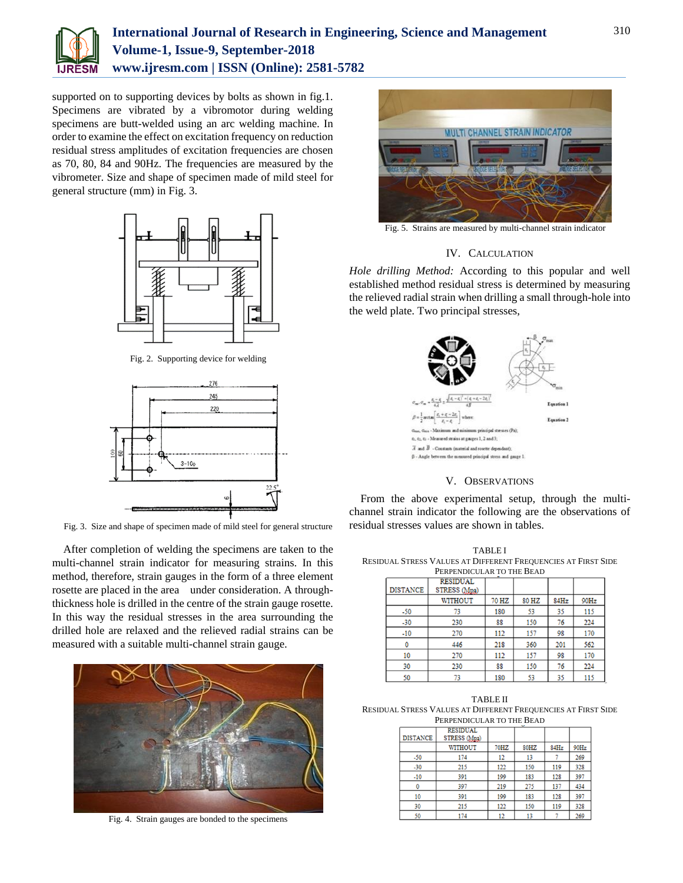supported on to supporting devices by bolts as shown in fig.1. Specimens are vibrated by a vibromotor during welding specimens are butt-welded using an arc welding machine. In order to examine the effect on excitation frequency on reduction residual stress amplitudes of excitation frequencies are chosen as 70, 80, 84 and 90Hz. The frequencies are measured by the vibrometer. Size and shape of specimen made of mild steel for general structure (mm) in Fig. 3.

Fig. 2. Supporting device for welding

Fig. 3. Size and shape of specimen made of mild steel for general structure

After completion of welding the specimens are taken to the multi-channel strain indicator for measuring strains. In this method, therefore, strain gauges in the form of a three element rosette are placed in the area under consideration. A through-thickness hole is drilled in the centre of the strain gauge rosette. In this way the residual stresses in the area surrounding the drilled hole are relaxed and the relieved radial strains can be measured with a suitable multi-channel strain gauge.

Fig. 4. Strain gauges are bonded to the specimens

Fig. 5. Strains are measured by multi-channel strain indicator

## IV. Calculation

*Hole drilling Method:* According to this popular and well established method residual stress is determined by measuring the relieved radial strain when drilling a small through-hole into the weld plate. Two principal stresses,

$$\sigma_{max}, \sigma_{min} = \frac{\varepsilon_1 + \varepsilon_3}{4\bar{A}} \pm \frac{\sqrt{(\varepsilon_3 - \varepsilon_1)^2 + (\varepsilon_1 + \varepsilon_3 - 2\varepsilon_2)^2}}{4\bar{B}} \quad \text{Equation 1}$$

$$\beta = \frac{1}{2}\arctan\left[\frac{\varepsilon_1 + \varepsilon_3 - 2\varepsilon_2}{\varepsilon_3 - \varepsilon_1}\right] \text{ where:} \quad \text{Equation 2}$$

$\sigma_{max}$, $\sigma_{min}$ - Maximum and minimum principal stresses (Pa);
$\varepsilon_1$, $\varepsilon_2$, $\varepsilon_3$ - Measured strains at gauges 1, 2 and 3;
$\bar{A}$ and $\bar{B}$ - Constants (material and rosette dependent);
$\beta$ - Angle between the measured principal stress and gauge 1.

## V. Observations

From the above experimental setup, through the multi-channel strain indicator the following are the observations of residual stresses values are shown in tables.

TABLE I
RESIDUAL STRESS VALUES AT DIFFERENT FREQUENCIES AT FIRST SIDE PERPENDICULAR TO THE BEAD

| DISTANCE | RESIDUAL STRESS (Mpa) | | | | |
|---|---|---|---|---|---|
| | WITHOUT | 70 HZ | 80 HZ | 84Hz | 90Hz |
| -50 | 73 | 180 | 53 | 35 | 115 |
| -30 | 230 | 88 | 150 | 76 | 224 |
| -10 | 270 | 112 | 157 | 98 | 170 |
| 0 | 446 | 218 | 360 | 201 | 562 |
| 10 | 270 | 112 | 157 | 98 | 170 |
| 30 | 230 | 88 | 150 | 76 | 224 |
| 50 | 73 | 180 | 53 | 35 | 115 |

TABLE II
RESIDUAL STRESS VALUES AT DIFFERENT FREQUENCIES AT FIRST SIDE PERPENDICULAR TO THE BEAD

| DISTANCE | RESIDUAL STRESS (Mpa) | | | | |
|---|---|---|---|---|---|
| | WITHOUT | 70HZ | 80HZ | 84Hz | 90Hz |
| -50 | 174 | 12 | 13 | 7 | 269 |
| -30 | 215 | 122 | 150 | 119 | 328 |
| -10 | 391 | 199 | 183 | 128 | 397 |
| 0 | 397 | 219 | 275 | 137 | 434 |
| 10 | 391 | 199 | 183 | 128 | 397 |
| 30 | 215 | 122 | 150 | 119 | 328 |
| 50 | 174 | 12 | 13 | 7 | 269 |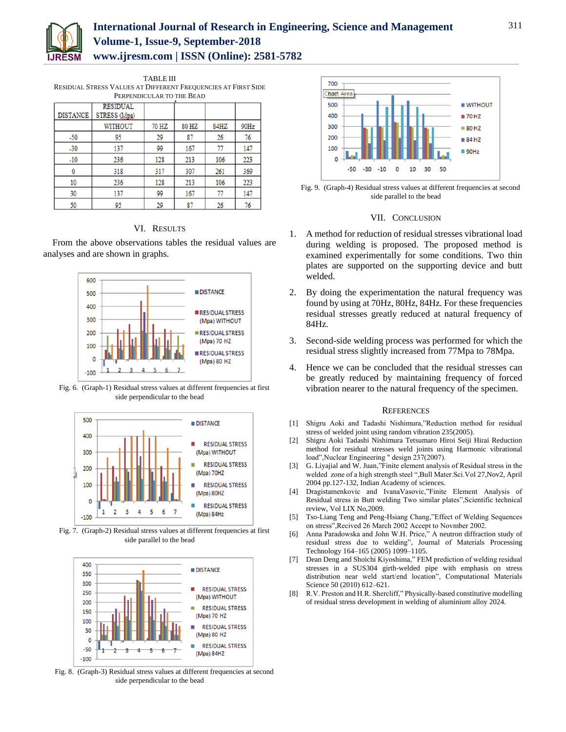TABLE III
RESIDUAL STRESS VALUES AT DIFFERENT FREQUENCIES AT FIRST SIDE PERPENDICULAR TO THE BEAD

| DISTANCE | RESIDUAL STRESS (Mpa) | | | | |
|---|---|---|---|---|---|
| | WITHOUT | 70 HZ | 80 HZ | 84HZ | 90Hz |
| -50 | 95 | 29 | 87 | 26 | 76 |
| -30 | 137 | 99 | 167 | 77 | 147 |
| -10 | 236 | 128 | 213 | 106 | 223 |
| 0 | 318 | 317 | 307 | 261 | 369 |
| 10 | 236 | 128 | 213 | 106 | 223 |
| 30 | 137 | 99 | 167 | 77 | 147 |
| 50 | 95 | 29 | 87 | 26 | 76 |

## VI. RESULTS

From the above observations tables the residual values are analyses and are shown in graphs.

600
500
400
300
200
100
0
-100
1 2 3 4 5 6 7
DISTANCE
RESIDUAL STRESS (Mpa) WITHOUT
RESIDUAL STRESS (Mpa) 70 HZ
RESIDUAL STRESS (Mpa) 80 HZ

Fig. 6. (Graph-1) Residual stress values at different frequencies at first side perpendicular to the bead

500
400
300
200
100
0
-100
1 2 3 4 5 6 7
DISTANCE
RESIDUAL STRESS (Mpa) WITHOUT
RESIDUAL STRESS (Mpa) 70HZ
RESIDUAL STRESS (Mpa) 80HZ
RESIDUAL STRESS (Mpa) 84Hz

Fig. 7. (Graph-2) Residual stress values at different frequencies at first side parallel to the bead

400
350
300
250
200
150
100
50
0
-50
-100
1 2 3 4 5 6 7
DISTANCE
RESIDUAL STRESS (Mpa) WITHOUT
RESIDUAL STRESS (Mpa) 70 HZ
RESIDUAL STRESS (Mpa) 80 HZ
RESIDUAL STRESS (Mpa) 84HZ

Fig. 8. (Graph-3) Residual stress values at different frequencies at second side perpendicular to the bead

700
Chart Area
500
400
300
200
100
0
-50 -30 -10 0 10 30 50
WITHOUT
70 HZ
80 HZ
84 HZ
90Hz

Fig. 9. (Graph-4) Residual stress values at different frequencies at second side parallel to the bead

## VII. CONCLUSION

1. A method for reduction of residual stresses vibrational load during welding is proposed. The proposed method is examined experimentally for some conditions. Two thin plates are supported on the supporting device and butt welded.
2. By doing the experimentation the natural frequency was found by using at 70Hz, 80Hz, 84Hz. For these frequencies residual stresses greatly reduced at natural frequency of 84Hz.
3. Second-side welding process was performed for which the residual stress slightly increased from 77Mpa to 78Mpa.
4. Hence we can be concluded that the residual stresses can be greatly reduced by maintaining frequency of forced vibration nearer to the natural frequency of the specimen.

## REFERENCES

[1] Shigru Aoki and Tadashi Nishimura,"Reduction method for residual stress of welded joint using random vibration 235(2005).

[2] Shigru Aoki Tadashi Nishimura Tetsumaro Hiroi Seiji Hirai Reduction method for residual stresses weld joints using Harmonic vibrational load",Nuclear Engineering " design 237(2007).

[3] G. Liyajial and W. Juan,"Finite element analysis of Residual stress in the welded zone of a high strength steel ",Bull Mater.Sci.Vol 27,Nov2, April 2004 pp.127-132, Indian Academy of sciences.

[4] Dragistamenkovic and IvanaVasovic,"Finite Element Analysis of Residual stress in Butt welding Two similar plates",Scientific technical review, Vol LIX No,2009.

[5] Tso-Liang Teng and Peng-Hsiang Chang,"Effect of Welding Sequences on stress",Recived 26 March 2002 Accept to Novmber 2002.

[6] Anna Paradowska and John W.H. Price," A neutron diffraction study of residual stress due to welding", Journal of Materials Processing Technology 164–165 (2005) 1099–1105.

[7] Dean Deng and Shoichi Kiyoshima," FEM prediction of welding residual stresses in a SUS304 girth-welded pipe with emphasis on stress distribution near weld start/end location", Computational Materials Science 50 (2010) 612–621.

[8] R.V. Preston and H.R. Shercliff," Physically-based constitutive modelling of residual stress development in welding of aluminium alloy 2024.